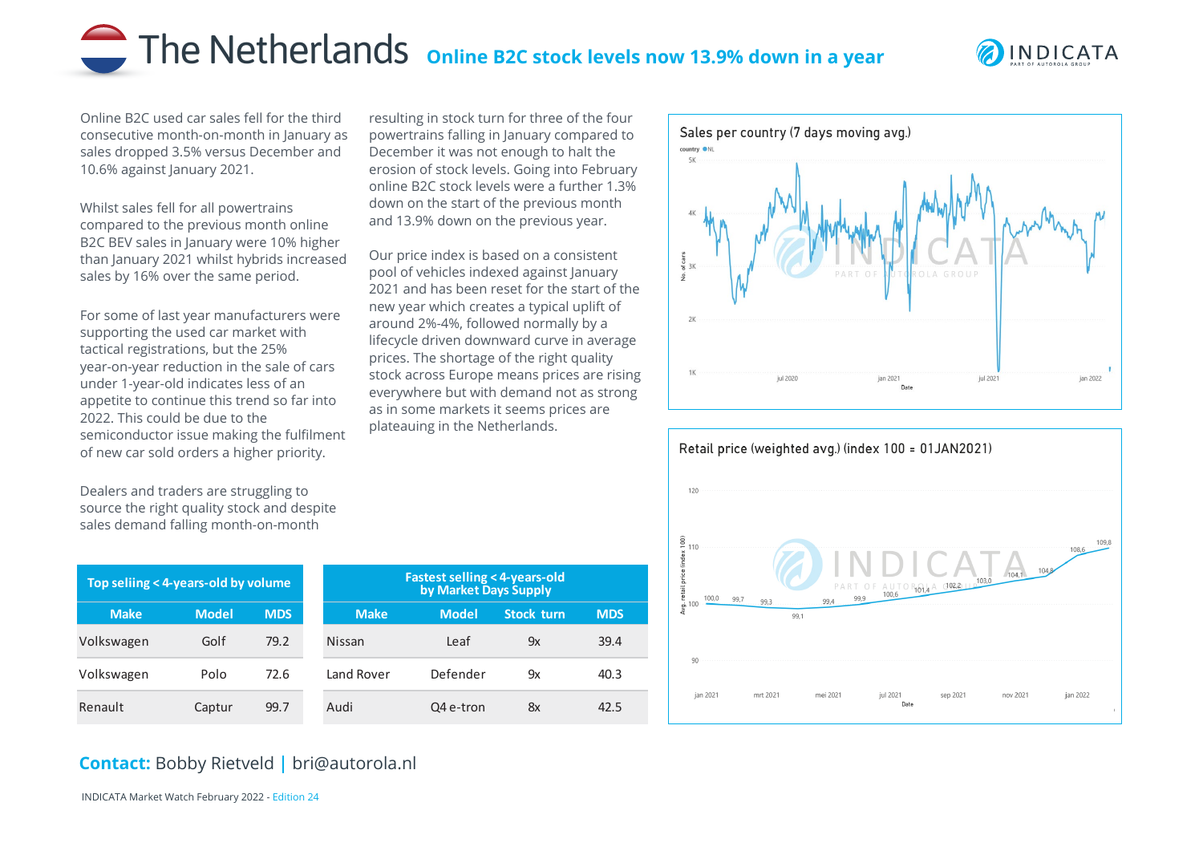# The Netherlands

## Online B2C stock levels now 13.9% down in a year

Online B2C used car sales fell for the third consecutive month-on-month in January as sales dropped 3.5% versus December and 10.6% against January 2021.

Whilst sales fell for all powertrains compared to the previous month online B2C BEV sales in January were 10% higher than January 2021 whilst hybrids increased sales by 16% over the same period.

For some of last year manufacturers were supporting the used car market with tactical registrations, but the 25% year-on-year reduction in the sale of cars under 1-year-old indicates less of an appetite to continue this trend so far into 2022. This could be due to the semiconductor issue making the fulfilment of new car sold orders a higher priority.

Dealers and traders are struggling to source the right quality stock and despite sales demand falling month-on-month resulting in stock turn for three of the four powertrains falling in January compared to December it was not enough to halt the erosion of stock levels. Going into February online B2C stock levels were a further 1.3% down on the start of the previous month and 13.9% down on the previous year.

Our price index is based on a consistent pool of vehicles indexed against January 2021 and has been reset for the start of the new year which creates a typical uplift of around 2%-4%, followed normally by a lifecycle driven downward curve in average prices. The shortage of the right quality stock across Europe means prices are rising everywhere but with demand not as strong as in some markets it seems prices are plateauing in the Netherlands.

**Sales per country (7 days moving avg.)**

**Retail price (weighted avg.) (index 100 = 01JAN2021)**

| Date | jan 2021 | | | | mrt 2021 | | mei 2021 | | jul 2021 | | sep 2021 | | nov 2021 | | jan 2022 | |
|---|---|---|---|---|---|---|---|---|---|---|---|---|---|---|---|---|
| Index | 100,0 | 99,7 | 99,3 | 99,1 | 99,4 | 99,9 | 100,6 | 101,4 | 102,2 | 103,0 | 104,1 | 104,8 | 108,6 | 109,8 | | |

**Top selling < 4-years-old by volume**

| Make | Model | MDS |
|---|---|---|
| Volkswagen | Golf | 79.2 |
| Volkswagen | Polo | 72.6 |
| Renault | Captur | 99.7 |

**Fastest selling < 4-years-old by Market Days Supply**

| Make | Model | Stock turn | MDS |
|---|---|---|---|
| Nissan | Leaf | 9x | 39.4 |
| Land Rover | Defender | 9x | 40.3 |
| Audi | Q4 e-tron | 8x | 42.5 |

**Contact:** Bobby Rietveld | bri@autorola.nl

INDICATA Market Watch February 2022 - Edition 24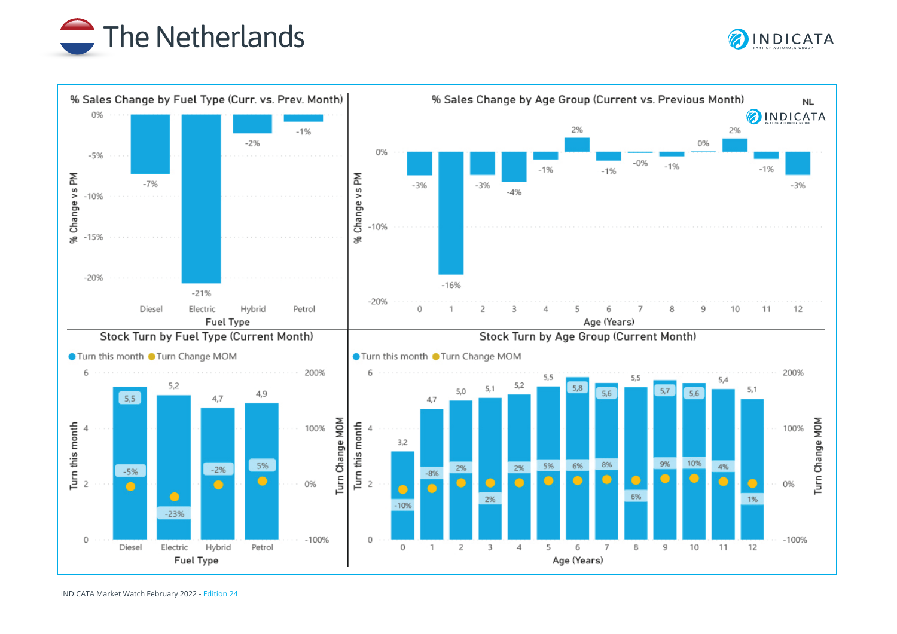# The Netherlands

INDICATA

## % Sales Change by Fuel Type (Curr. vs. Prev. Month)

% Change vs PM

0%
-5%
-10%
-15%
-20%

-7%
-21%
-2%
-1%

Diesel
Electric
Hybrid
Petrol

Fuel Type

## % Sales Change by Age Group (Current vs. Previous Month)

NL

INDICATA

% Change vs PM

0%
-10%
-20%

-3%
-16%
-3%
-4%
-1%
2%
-1%
-0%
-1%
0%
2%
-1%
-3%

0
1
2
3
4
5
6
7
8
9
10
11
12

Age (Years)

## Stock Turn by Fuel Type (Current Month)

Turn this month
Turn Change MOM

Turn this month

6
4
2
0

Turn Change MOM

200%
100%
0%
-100%

5,5
5,2
4,7
4,9

-5%
-23%
-2%
5%

Diesel
Electric
Hybrid
Petrol

Fuel Type

## Stock Turn by Age Group (Current Month)

Turn this month
Turn Change MOM

Turn this month

6
4
2
0

Turn Change MOM

200%
100%
0%
-100%

3,2
4,7
5,0
5,1
5,2
5,5
5,8
5,6
5,5
5,7
5,6
5,4
5,1

-10%
-8%
2%
2%
2%
5%
6%
8%
6%
9%
10%
4%
1%

0
1
2
3
4
5
6
7
8
9
10
11
12

Age (Years)

INDICATA Market Watch February 2022 - Edition 24